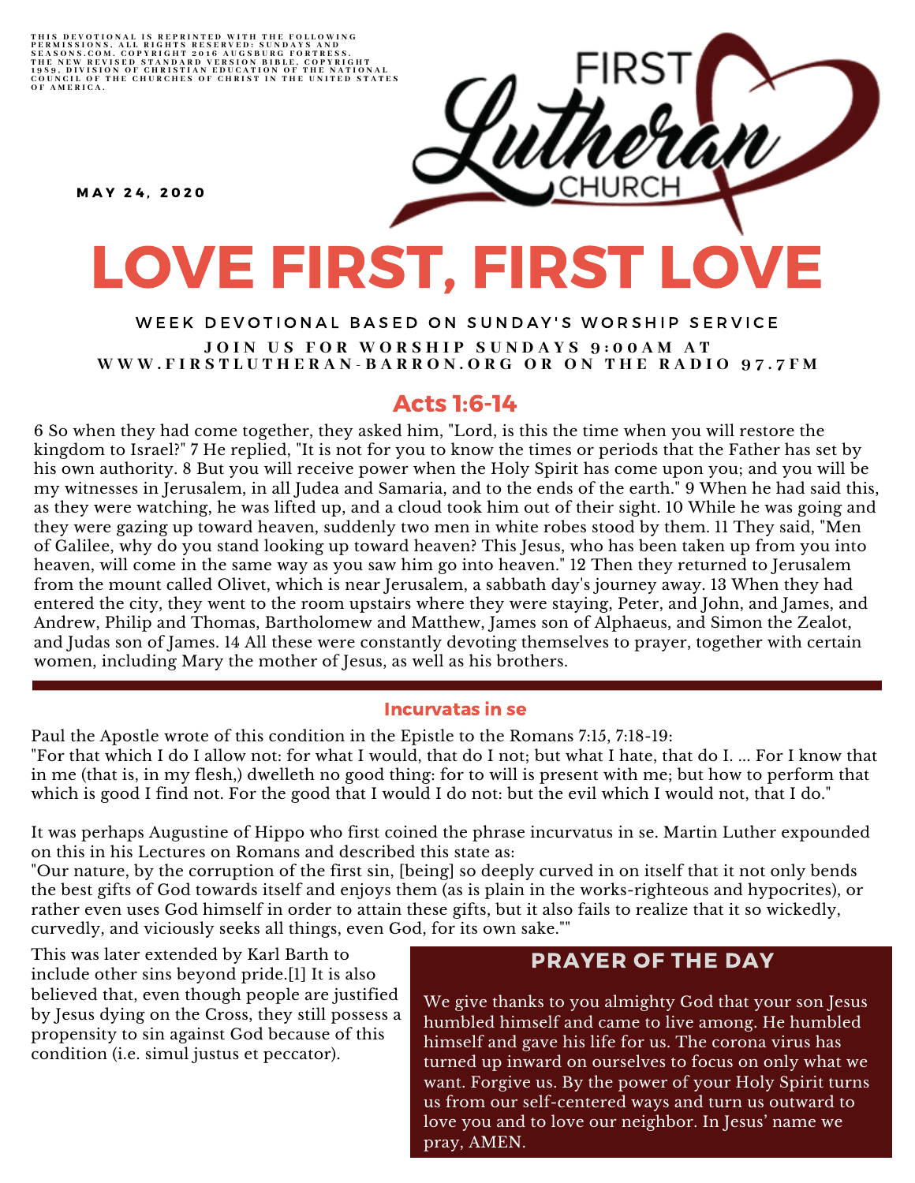THIS DEVOTIONAL IS REPRINTED WITH THE FOLLOWING PERMISSIONS, ALL RIGHTS RESERVED: SUNDAYS AND SEASONS.COM. COPYRIGHT 2016 AUGSBURG FORTRESS. THE NEW REVISED STANDARD VERSION BIBLE, COPYRIGHT 1989, DIVISION OF CHRISTIAN EDUCATION OF THE NATIONAL COUNCIL OF THE CHURCHES OF CHRIST IN THE UNITED STATES OF AMERICA.

FIRST Lutheran CHURCH

MAY 24, 2020

# LOVE FIRST, FIRST LOVE

WEEK DEVOTIONAL BASED ON SUNDAY'S WORSHIP SERVICE

JOIN US FOR WORSHIP SUNDAYS 9:00AM AT WWW.FIRSTLUTHERAN-BARRON.ORG OR ON THE RADIO 97.7FM

## Acts 1:6-14

6 So when they had come together, they asked him, "Lord, is this the time when you will restore the kingdom to Israel?" 7 He replied, "It is not for you to know the times or periods that the Father has set by his own authority. 8 But you will receive power when the Holy Spirit has come upon you; and you will be my witnesses in Jerusalem, in all Judea and Samaria, and to the ends of the earth." 9 When he had said this, as they were watching, he was lifted up, and a cloud took him out of their sight. 10 While he was going and they were gazing up toward heaven, suddenly two men in white robes stood by them. 11 They said, "Men of Galilee, why do you stand looking up toward heaven? This Jesus, who has been taken up from you into heaven, will come in the same way as you saw him go into heaven." 12 Then they returned to Jerusalem from the mount called Olivet, which is near Jerusalem, a sabbath day's journey away. 13 When they had entered the city, they went to the room upstairs where they were staying, Peter, and John, and James, and Andrew, Philip and Thomas, Bartholomew and Matthew, James son of Alphaeus, and Simon the Zealot, and Judas son of James. 14 All these were constantly devoting themselves to prayer, together with certain women, including Mary the mother of Jesus, as well as his brothers.

### Incurvatas in se

Paul the Apostle wrote of this condition in the Epistle to the Romans 7:15, 7:18-19:
"For that which I do I allow not: for what I would, that do I not; but what I hate, that do I. ... For I know that in me (that is, in my flesh,) dwelleth no good thing: for to will is present with me; but how to perform that which is good I find not. For the good that I would I do not: but the evil which I would not, that I do."

It was perhaps Augustine of Hippo who first coined the phrase incurvatus in se. Martin Luther expounded on this in his Lectures on Romans and described this state as:
"Our nature, by the corruption of the first sin, [being] so deeply curved in on itself that it not only bends the best gifts of God towards itself and enjoys them (as is plain in the works-righteous and hypocrites), or rather even uses God himself in order to attain these gifts, but it also fails to realize that it so wickedly, curvedly, and viciously seeks all things, even God, for its own sake.""

This was later extended by Karl Barth to include other sins beyond pride.[1] It is also believed that, even though people are justified by Jesus dying on the Cross, they still possess a propensity to sin against God because of this condition (i.e. simul justus et peccator).

### PRAYER OF THE DAY

We give thanks to you almighty God that your son Jesus humbled himself and came to live among. He humbled himself and gave his life for us. The corona virus has turned up inward on ourselves to focus on only what we want. Forgive us. By the power of your Holy Spirit turns us from our self-centered ways and turn us outward to love you and to love our neighbor. In Jesus' name we pray, AMEN.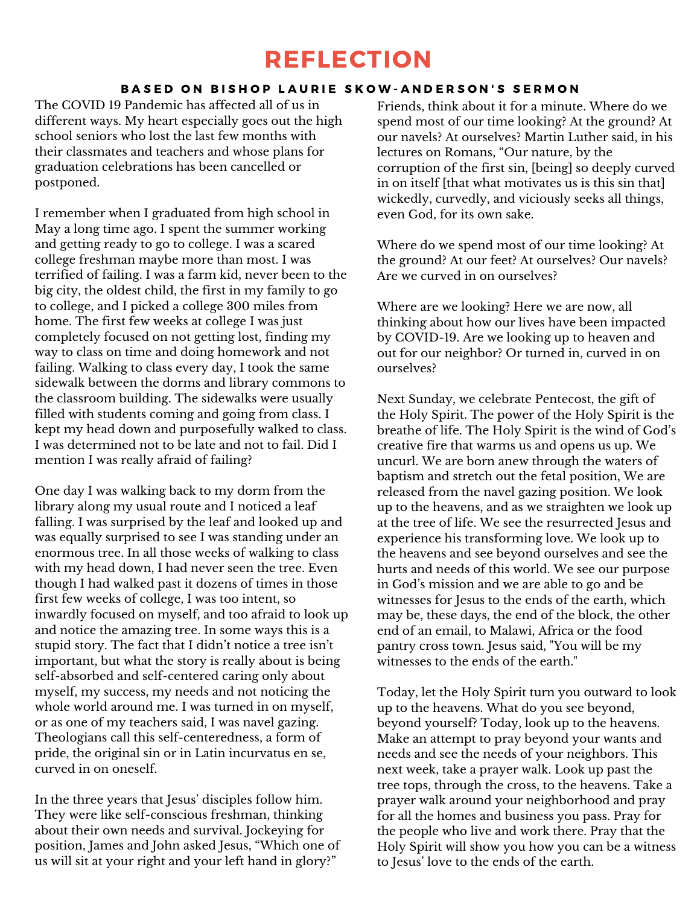# REFLECTION

**BASED ON BISHOP LAURIE SKOW-ANDERSON'S SERMON**

The COVID 19 Pandemic has affected all of us in different ways. My heart especially goes out the high school seniors who lost the last few months with their classmates and teachers and whose plans for graduation celebrations has been cancelled or postponed.

I remember when I graduated from high school in May a long time ago. I spent the summer working and getting ready to go to college. I was a scared college freshman maybe more than most. I was terrified of failing. I was a farm kid, never been to the big city, the oldest child, the first in my family to go to college, and I picked a college 300 miles from home. The first few weeks at college I was just completely focused on not getting lost, finding my way to class on time and doing homework and not failing. Walking to class every day, I took the same sidewalk between the dorms and library commons to the classroom building. The sidewalks were usually filled with students coming and going from class. I kept my head down and purposefully walked to class. I was determined not to be late and not to fail. Did I mention I was really afraid of failing?

One day I was walking back to my dorm from the library along my usual route and I noticed a leaf falling. I was surprised by the leaf and looked up and was equally surprised to see I was standing under an enormous tree. In all those weeks of walking to class with my head down, I had never seen the tree. Even though I had walked past it dozens of times in those first few weeks of college, I was too intent, so inwardly focused on myself, and too afraid to look up and notice the amazing tree. In some ways this is a stupid story. The fact that I didn't notice a tree isn't important, but what the story is really about is being self-absorbed and self-centered caring only about myself, my success, my needs and not noticing the whole world around me. I was turned in on myself, or as one of my teachers said, I was navel gazing. Theologians call this self-centeredness, a form of pride, the original sin or in Latin incurvatus en se, curved in on oneself.

In the three years that Jesus' disciples follow him. They were like self-conscious freshman, thinking about their own needs and survival. Jockeying for position, James and John asked Jesus, "Which one of us will sit at your right and your left hand in glory?"

Friends, think about it for a minute. Where do we spend most of our time looking? At the ground? At our navels? At ourselves? Martin Luther said, in his lectures on Romans, "Our nature, by the corruption of the first sin, [being] so deeply curved in on itself [that what motivates us is this sin that] wickedly, curvedly, and viciously seeks all things, even God, for its own sake.

Where do we spend most of our time looking? At the ground? At our feet? At ourselves? Our navels? Are we curved in on ourselves?

Where are we looking? Here we are now, all thinking about how our lives have been impacted by COVID-19. Are we looking up to heaven and out for our neighbor? Or turned in, curved in on ourselves?

Next Sunday, we celebrate Pentecost, the gift of the Holy Spirit. The power of the Holy Spirit is the breathe of life. The Holy Spirit is the wind of God's creative fire that warms us and opens us up. We uncurl. We are born anew through the waters of baptism and stretch out the fetal position, We are released from the navel gazing position. We look up to the heavens, and as we straighten we look up at the tree of life. We see the resurrected Jesus and experience his transforming love. We look up to the heavens and see beyond ourselves and see the hurts and needs of this world. We see our purpose in God's mission and we are able to go and be witnesses for Jesus to the ends of the earth, which may be, these days, the end of the block, the other end of an email, to Malawi, Africa or the food pantry cross town. Jesus said, "You will be my witnesses to the ends of the earth."

Today, let the Holy Spirit turn you outward to look up to the heavens. What do you see beyond, beyond yourself? Today, look up to the heavens. Make an attempt to pray beyond your wants and needs and see the needs of your neighbors. This next week, take a prayer walk. Look up past the tree tops, through the cross, to the heavens. Take a prayer walk around your neighborhood and pray for all the homes and business you pass. Pray for the people who live and work there. Pray that the Holy Spirit will show you how you can be a witness to Jesus' love to the ends of the earth.